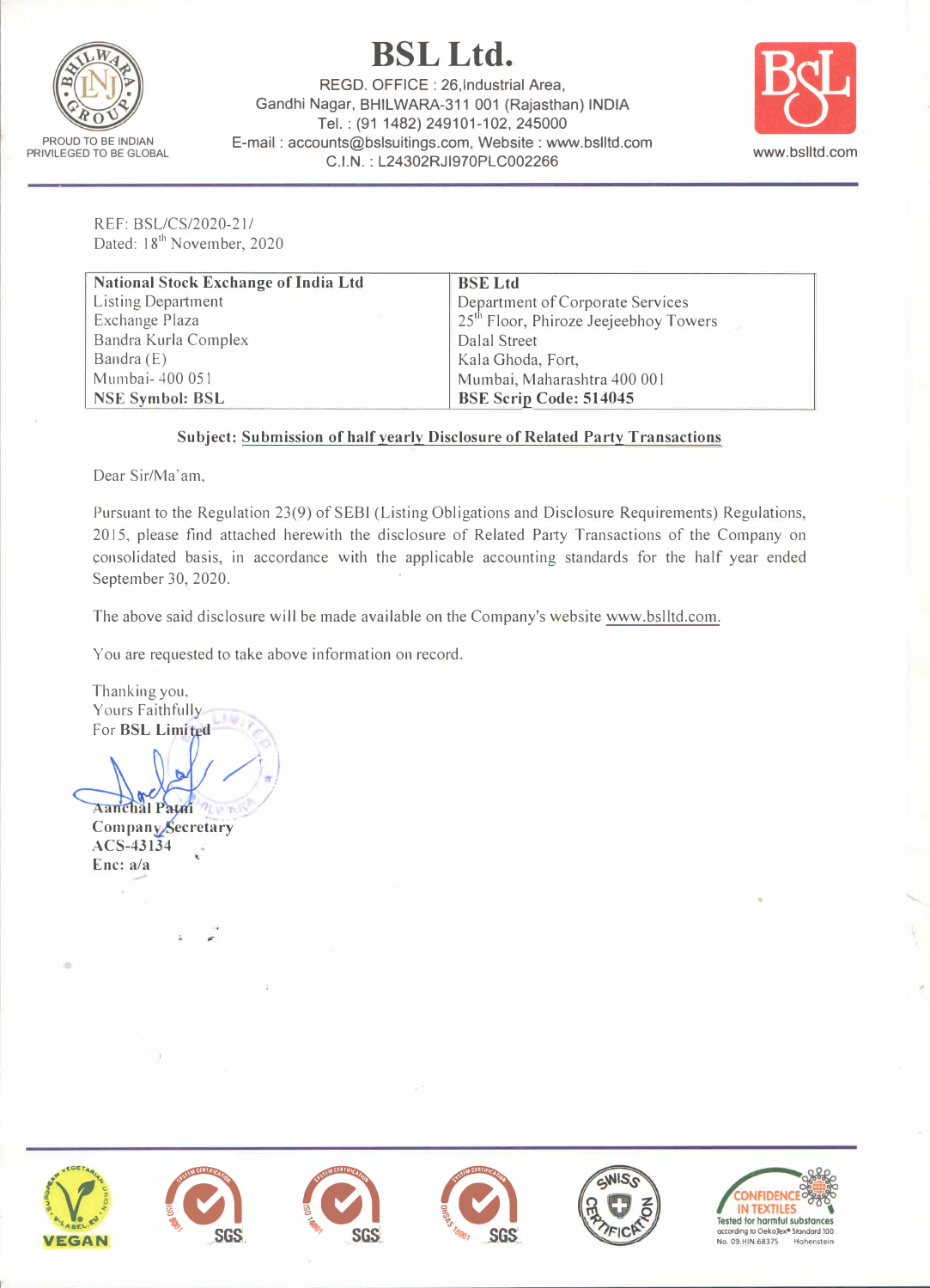# BSL Ltd.

REGD. OFFICE : 26,Industrial Area,
Gandhi Nagar, BHILWARA-311 001 (Rajasthan) INDIA
Tel. : (91 1482) 249101-102, 245000
E-mail : accounts@bslsuitings.com, Website : www.bslltd.com
C.I.N. : L24302RJ1970PLC002266

PROUD TO BE INDIAN
PRIVILEGED TO BE GLOBAL

www.bslltd.com

REF: BSL/CS/2020-21/
Dated: 18th November, 2020

| **National Stock Exchange of India Ltd** | **BSE Ltd** |
|---|---|
| Listing Department | Department of Corporate Services |
| Exchange Plaza | 25th Floor, Phiroze Jeejeebhoy Towers |
| Bandra Kurla Complex | Dalal Street |
| Bandra (E) | Kala Ghoda, Fort, |
| Mumbai- 400 051 | Mumbai, Maharashtra 400 001 |
| **NSE Symbol: BSL** | **BSE Scrip Code: 514045** |

**Subject: Submission of half yearly Disclosure of Related Party Transactions**

Dear Sir/Ma'am,

Pursuant to the Regulation 23(9) of SEBI (Listing Obligations and Disclosure Requirements) Regulations, 2015, please find attached herewith the disclosure of Related Party Transactions of the Company on consolidated basis, in accordance with the applicable accounting standards for the half year ended September 30, 2020.

The above said disclosure will be made available on the Company's website www.bslltd.com.

You are requested to take above information on record.

Thanking you,
Yours Faithfully
For **BSL Limited**

**Aanchal Patni**
**Company Secretary**
**ACS-43134**
**Enc: a/a**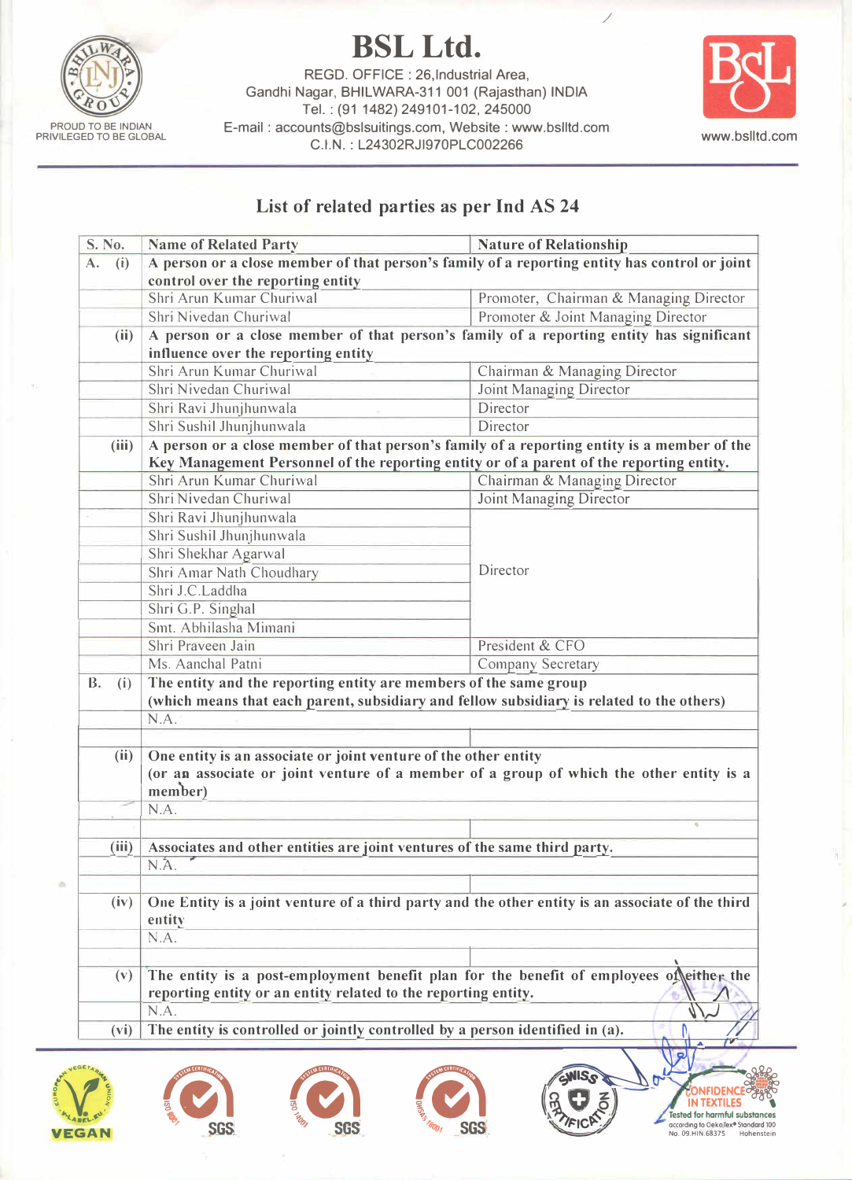# BSL Ltd.

REGD. OFFICE : 26,Industrial Area,
Gandhi Nagar, BHILWARA-311 001 (Rajasthan) INDIA
Tel. : (91 1482) 249101-102, 245000
E-mail : accounts@bslsuitings.com, Website : www.bslltd.com
C.I.N. : L24302RJ1970PLC002266

PROUD TO BE INDIAN
PRIVILEGED TO BE GLOBAL

www.bslltd.com

## List of related parties as per Ind AS 24

| S. No. | Name of Related Party | Nature of Relationship |
|---|---|---|
| **A. (i)** | **A person or a close member of that person's family of a reporting entity has control or joint control over the reporting entity** | |
| | Shri Arun Kumar Churiwal | Promoter, Chairman & Managing Director |
| | Shri Nivedan Churiwal | Promoter & Joint Managing Director |
| **(ii)** | **A person or a close member of that person's family of a reporting entity has significant influence over the reporting entity** | |
| | Shri Arun Kumar Churiwal | Chairman & Managing Director |
| | Shri Nivedan Churiwal | Joint Managing Director |
| | Shri Ravi Jhunjhunwala | Director |
| | Shri Sushil Jhunjhunwala | Director |
| **(iii)** | **A person or a close member of that person's family of a reporting entity is a member of the Key Management Personnel of the reporting entity or of a parent of the reporting entity.** | |
| | Shri Arun Kumar Churiwal | Chairman & Managing Director |
| | Shri Nivedan Churiwal | Joint Managing Director |
| | Shri Ravi Jhunjhunwala | Director |
| | Shri Sushil Jhunjhunwala | Director |
| | Shri Shekhar Agarwal | Director |
| | Shri Amar Nath Choudhary | Director |
| | Shri J.C.Laddha | Director |
| | Shri G.P. Singhal | Director |
| | Smt. Abhilasha Mimani | Director |
| | Shri Praveen Jain | President & CFO |
| | Ms. Aanchal Patni | Company Secretary |
| **B. (i)** | **The entity and the reporting entity are members of the same group (which means that each parent, subsidiary and fellow subsidiary is related to the others)** | |
| | N.A. | |
| | | |
| **(ii)** | **One entity is an associate or joint venture of the other entity (or an associate or joint venture of a member of a group of which the other entity is a member)** | |
| | N.A. | |
| | | |
| **(iii)** | **Associates and other entities are joint ventures of the same third party.** | |
| | N.A. | |
| | | |
| **(iv)** | **One Entity is a joint venture of a third party and the other entity is an associate of the third entity** | |
| | N.A. | |
| | | |
| **(v)** | **The entity is a post-employment benefit plan for the benefit of employees of either the reporting entity or an entity related to the reporting entity.** | |
| | N.A. | |
| **(vi)** | **The entity is controlled or jointly controlled by a person identified in (a).** | |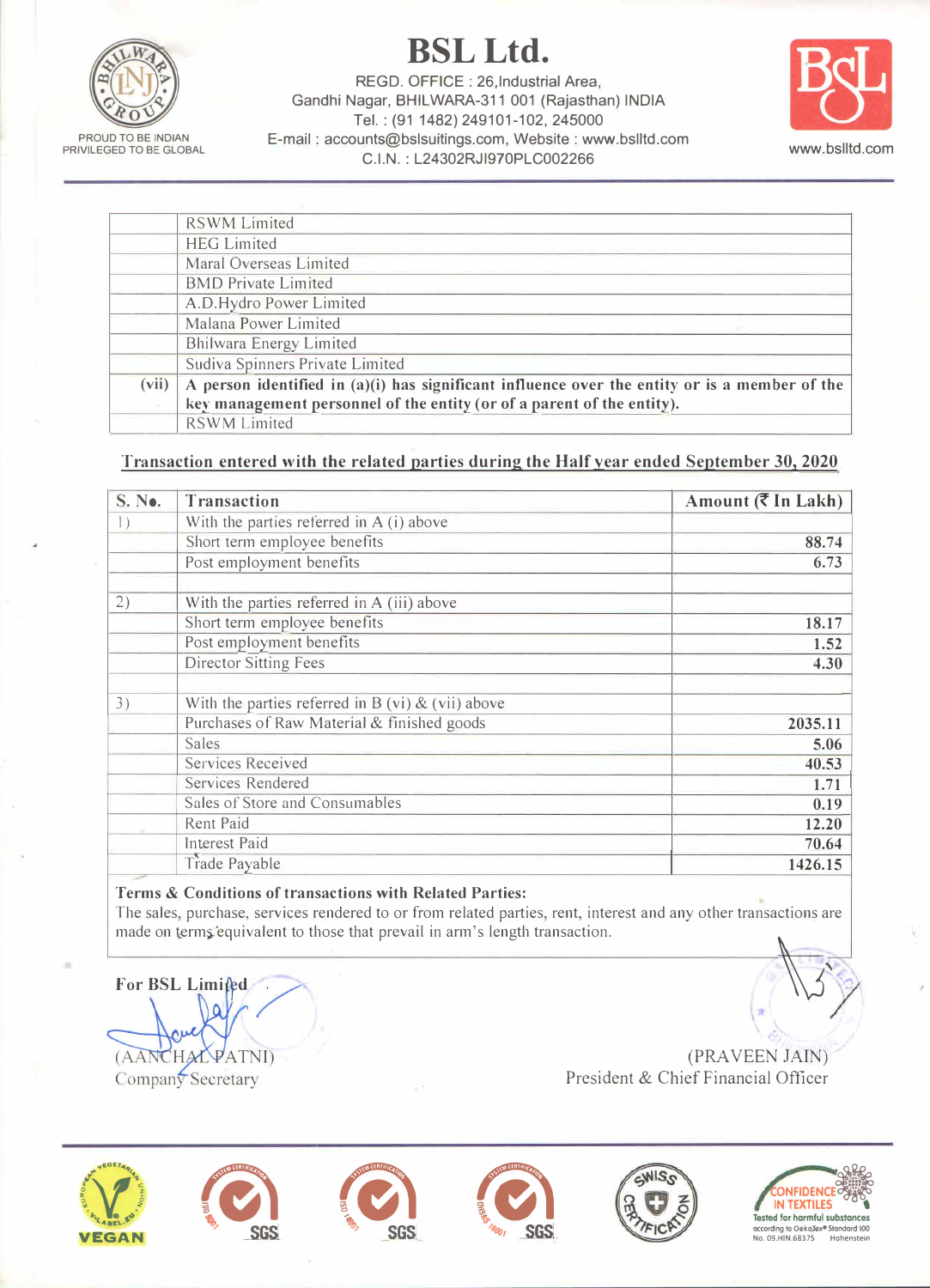# BSL Ltd.

REGD. OFFICE : 26,Industrial Area,
Gandhi Nagar, BHILWARA-311 001 (Rajasthan) INDIA
Tel. : (91 1482) 249101-102, 245000
E-mail : accounts@bslsuitings.com, Website : www.bslltd.com
C.I.N. : L24302RJI970PLC002266

PROUD TO BE INDIAN
PRIVILEGED TO BE GLOBAL

www.bslltd.com

| | |
|---|---|
| | RSWM Limited |
| | HEG Limited |
| | Maral Overseas Limited |
| | BMD Private Limited |
| | A.D.Hydro Power Limited |
| | Malana Power Limited |
| | Bhilwara Energy Limited |
| | Sudiva Spinners Private Limited |
| **(vii)** | **A person identified in (a)(i) has significant influence over the entity or is a member of the key management personnel of the entity (or of a parent of the entity).** |
| | RSWM Limited |

**Transaction entered with the related parties during the Half year ended September 30, 2020**

| S. No. | Transaction | Amount (₹ In Lakh) |
|---|---|---|
| 1) | With the parties referred in A (i) above | |
| | Short term employee benefits | **88.74** |
| | Post employment benefits | **6.73** |
| | | |
| 2) | With the parties referred in A (iii) above | |
| | Short term employee benefits | **18.17** |
| | Post employment benefits | **1.52** |
| | Director Sitting Fees | **4.30** |
| | | |
| 3) | With the parties referred in B (vi) & (vii) above | |
| | Purchases of Raw Material & finished goods | **2035.11** |
| | Sales | **5.06** |
| | Services Received | **40.53** |
| | Services Rendered | **1.71** |
| | Sales of Store and Consumables | **0.19** |
| | Rent Paid | **12.20** |
| | Interest Paid | **70.64** |
| | Trade Payable | **1426.15** |

**Terms & Conditions of transactions with Related Parties:**
The sales, purchase, services rendered to or from related parties, rent, interest and any other transactions are made on terms equivalent to those that prevail in arm's length transaction.

**For BSL Limited**

(AANCHAL PATNI)
Company Secretary

(PRAVEEN JAIN)
President & Chief Financial Officer